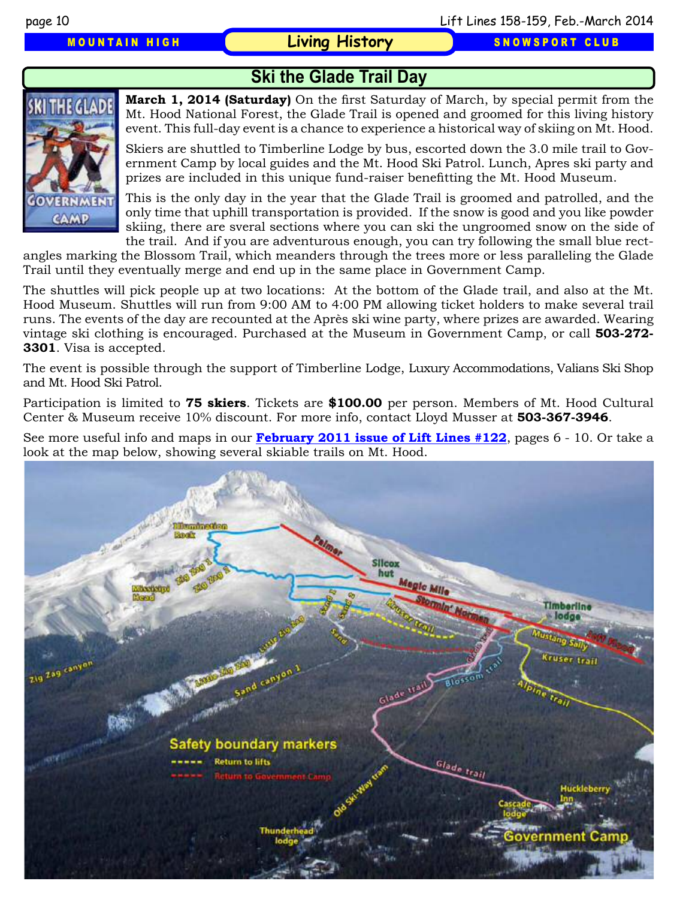## Living History

## Ski the Glade Trail Day

**March 1, 2014 (Saturday)** On the first Saturday of March, by special permit from the Mt. Hood National Forest, the Glade Trail is opened and groomed for this living history event. This full-day event is a chance to experience a historical way of skiing on Mt. Hood.

Skiers are shuttled to Timberline Lodge by bus, escorted down the 3.0 mile trail to Government Camp by local guides and the Mt. Hood Ski Patrol. Lunch, Apres ski party and prizes are included in this unique fund-raiser benefitting the Mt. Hood Museum.

This is the only day in the year that the Glade Trail is groomed and patrolled, and the only time that uphill transportation is provided. If the snow is good and you like powder skiing, there are sveral sections where you can ski the ungroomed snow on the side of the trail. And if you are adventurous enough, you can try following the small blue rectangles marking the Blossom Trail, which meanders through the trees more or less paralleling the Glade Trail until they eventually merge and end up in the same place in Government Camp.

The shuttles will pick people up at two locations: At the bottom of the Glade trail, and also at the Mt. Hood Museum. Shuttles will run from 9:00 AM to 4:00 PM allowing ticket holders to make several trail runs. The events of the day are recounted at the Après ski wine party, where prizes are awarded. Wearing vintage ski clothing is encouraged. Purchased at the Museum in Government Camp, or call **503-272-3301**. Visa is accepted.

The event is possible through the support of Timberline Lodge, Luxury Accommodations, Valians Ski Shop and Mt. Hood Ski Patrol.

Participation is limited to **75 skiers**. Tickets are **$100.00** per person. Members of Mt. Hood Cultural Center & Museum receive 10% discount. For more info, contact Lloyd Musser at **503-367-3946**.

See more useful info and maps in our **February 2011 issue of Lift Lines #122**, pages 6 - 10. Or take a look at the map below, showing several skiable trails on Mt. Hood.

Safety boundary markers
Return to lifts
Return to Government Camp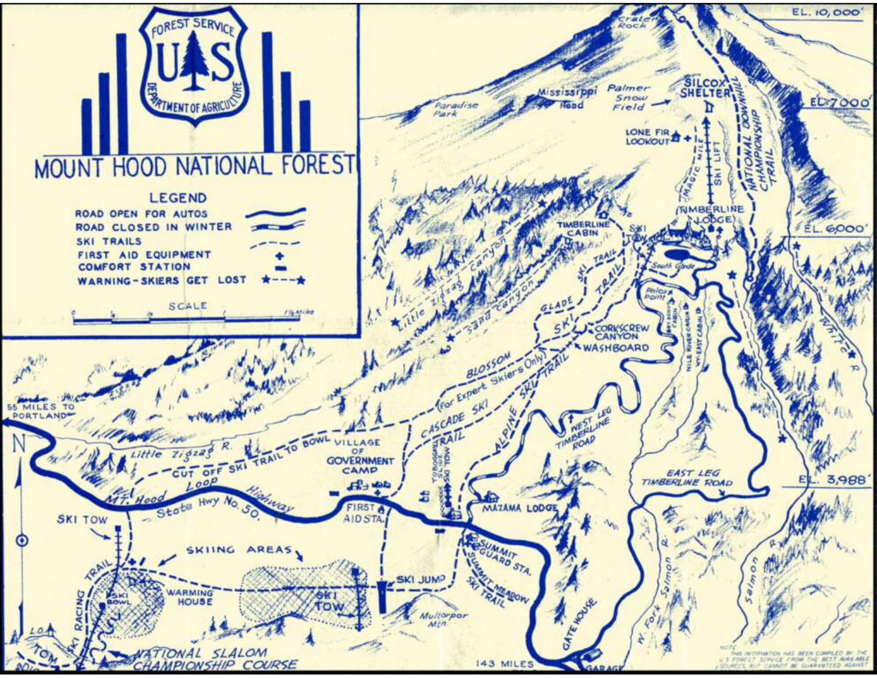# MOUNT HOOD NATIONAL FOREST

FOREST SERVICE U S DEPARTMENT OF AGRICULTURE

**LEGEND**

- ROAD OPEN FOR AUTOS
- ROAD CLOSED IN WINTER
- SKI TRAILS
- FIRST AID EQUIPMENT +
- COMFORT STATION
- WARNING-SKIERS GET LOST

SCALE

1½ Miles

Crater Rock

EL. 10,000'

Paradise Park

Mississippi Head

Palmer Snow Field

SILCOX SHELTER

EL. 7000'

LONE FIR LOOKOUT

Magic Mile

SKI LIFT

NATIONAL DOWNHILL CHAMPIONSHIP TRAIL

TIMBERLINE LODGE

EL. 6000'

TIMBERLINE CABIN

SKI TOW

South Gorge

Phlox point

Little Zigzag Canyon

Sand Canyon

GLADE SKI TRAIL

CORKSCREW CANYON

WASHBOARD

BLOSSOM (For Expert Skiers Only)

ALPINE SKI TRAIL

White R.

55 MILES TO PORTLAND

Little Zigzag R.

CUT OFF SKI TRAIL TO BOWL

VILLAGE OF GOVERNMENT CAMP

CASCADE SKI TRAIL

TOBOGGAN SLIDE

SKI TOW

WEST LEG TIMBERLINE ROAD

EAST LEG TIMBERLINE ROAD

EL. 3,988'

MT. Hood Loop Highway

State Hwy No. 50.

FIRST AID STA.

MAZAMA LODGE

SKI TOW

SKIING AREAS

SKI BOWL

WARMING HOUSE

SKI TOW

SKI JUMP

SUMMIT GUARD STA.

SUMMIT MEADOW SKI TRAIL

Multorpor Mtn.

SKI RACING TRAIL

L.O.

TOM DICK

NATIONAL SLALOM CHAMPIONSHIP COURSE

143 MILES

GATE HOUSE

GARAGE

W. Fork Salmon R.

Salmon R.

NOTE: THIS INFORMATION HAS BEEN COMPILED BY THE U.S. FOREST SERVICE FROM THE BEST AVAILABLE SOURCES, BUT CANNOT BE GUARANTEED AGAINST